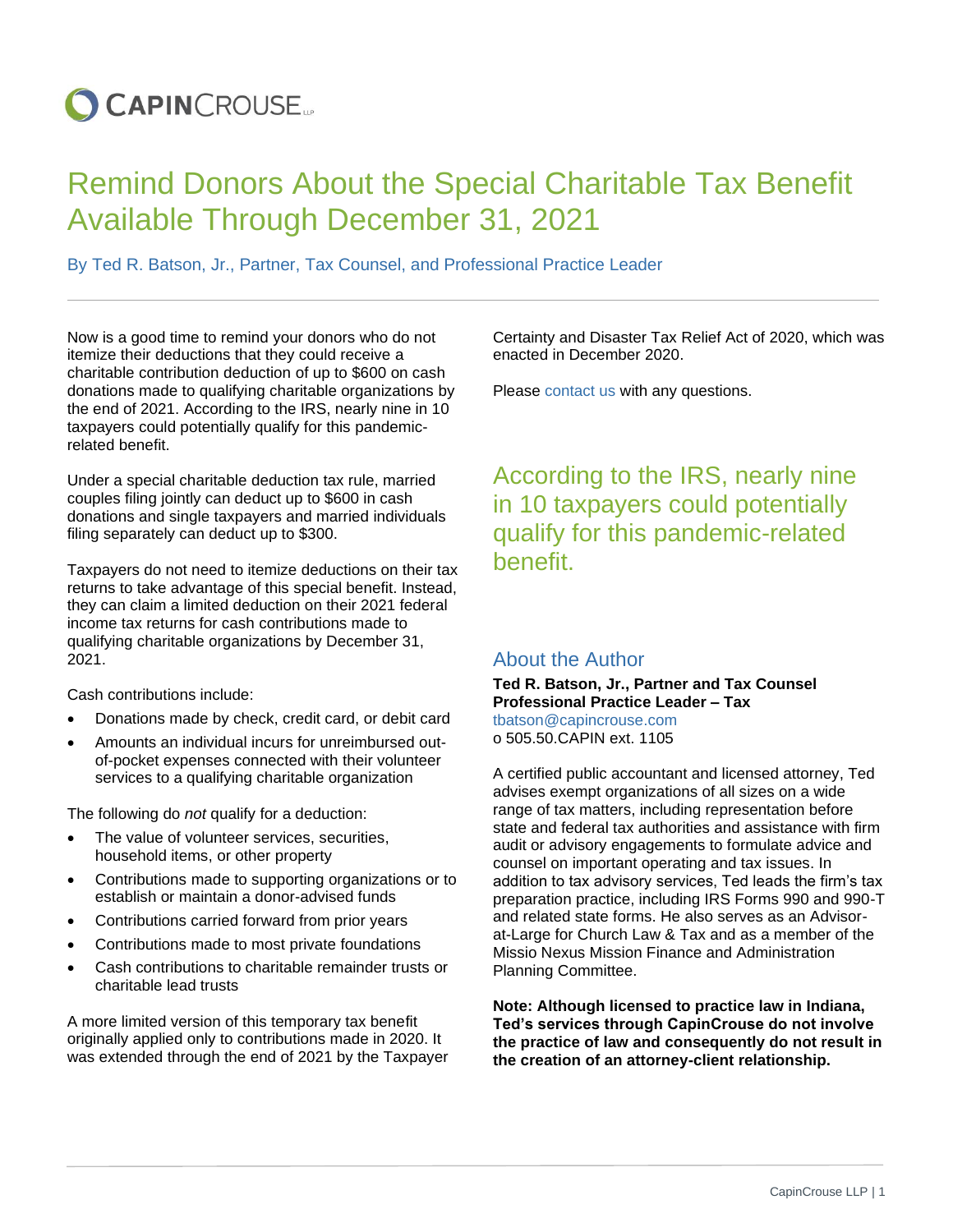CAPINCROUSE LLP

# Remind Donors About the Special Charitable Tax Benefit Available Through December 31, 2021

By Ted R. Batson, Jr., Partner, Tax Counsel, and Professional Practice Leader

Now is a good time to remind your donors who do not itemize their deductions that they could receive a charitable contribution deduction of up to $600 on cash donations made to qualifying charitable organizations by the end of 2021. According to the IRS, nearly nine in 10 taxpayers could potentially qualify for this pandemic-related benefit.

Under a special charitable deduction tax rule, married couples filing jointly can deduct up to $600 in cash donations and single taxpayers and married individuals filing separately can deduct up to $300.

Taxpayers do not need to itemize deductions on their tax returns to take advantage of this special benefit. Instead, they can claim a limited deduction on their 2021 federal income tax returns for cash contributions made to qualifying charitable organizations by December 31, 2021.

Cash contributions include:

- Donations made by check, credit card, or debit card
- Amounts an individual incurs for unreimbursed out-of-pocket expenses connected with their volunteer services to a qualifying charitable organization

The following do *not* qualify for a deduction:

- The value of volunteer services, securities, household items, or other property
- Contributions made to supporting organizations or to establish or maintain a donor-advised funds
- Contributions carried forward from prior years
- Contributions made to most private foundations
- Cash contributions to charitable remainder trusts or charitable lead trusts

A more limited version of this temporary tax benefit originally applied only to contributions made in 2020. It was extended through the end of 2021 by the Taxpayer Certainty and Disaster Tax Relief Act of 2020, which was enacted in December 2020.

Please contact us with any questions.

> According to the IRS, nearly nine in 10 taxpayers could potentially qualify for this pandemic-related benefit.

## About the Author

**Ted R. Batson, Jr., Partner and Tax Counsel**
**Professional Practice Leader – Tax**
tbatson@capincrouse.com
o 505.50.CAPIN ext. 1105

A certified public accountant and licensed attorney, Ted advises exempt organizations of all sizes on a wide range of tax matters, including representation before state and federal tax authorities and assistance with firm audit or advisory engagements to formulate advice and counsel on important operating and tax issues. In addition to tax advisory services, Ted leads the firm's tax preparation practice, including IRS Forms 990 and 990-T and related state forms. He also serves as an Advisor-at-Large for Church Law & Tax and as a member of the Missio Nexus Mission Finance and Administration Planning Committee.

**Note: Although licensed to practice law in Indiana, Ted's services through CapinCrouse do not involve the practice of law and consequently do not result in the creation of an attorney-client relationship.**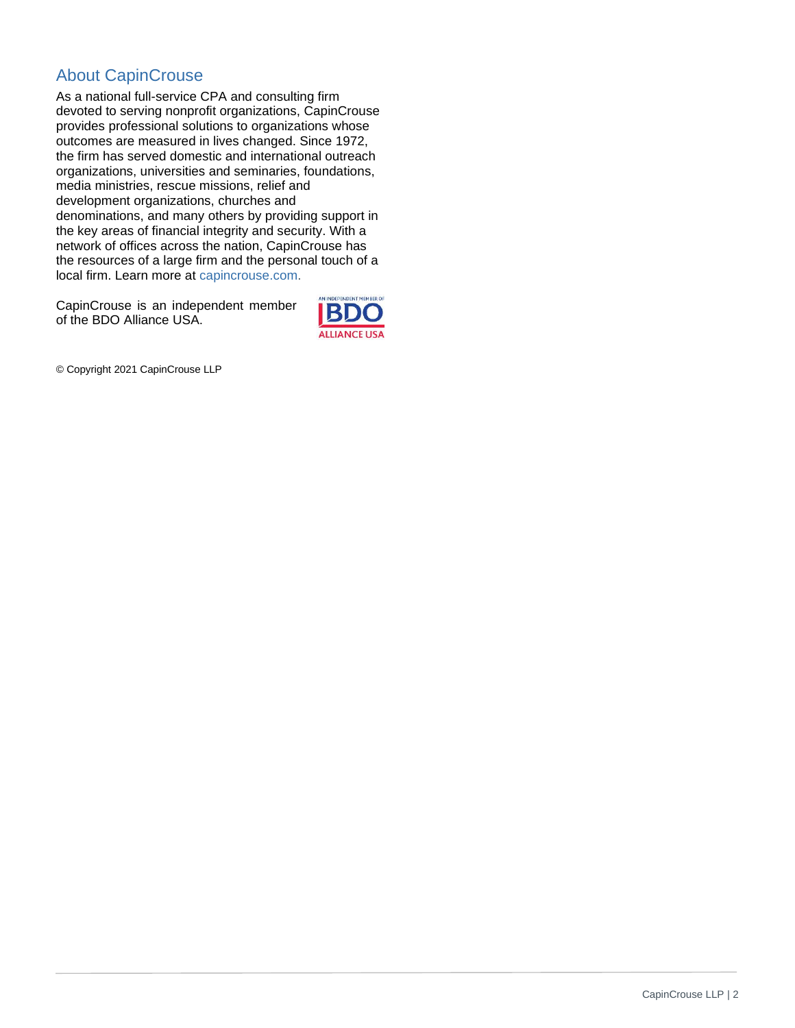## About CapinCrouse

As a national full-service CPA and consulting firm devoted to serving nonprofit organizations, CapinCrouse provides professional solutions to organizations whose outcomes are measured in lives changed. Since 1972, the firm has served domestic and international outreach organizations, universities and seminaries, foundations, media ministries, rescue missions, relief and development organizations, churches and denominations, and many others by providing support in the key areas of financial integrity and security. With a network of offices across the nation, CapinCrouse has the resources of a large firm and the personal touch of a local firm. Learn more at capincrouse.com.

CapinCrouse is an independent member of the BDO Alliance USA.

© Copyright 2021 CapinCrouse LLP